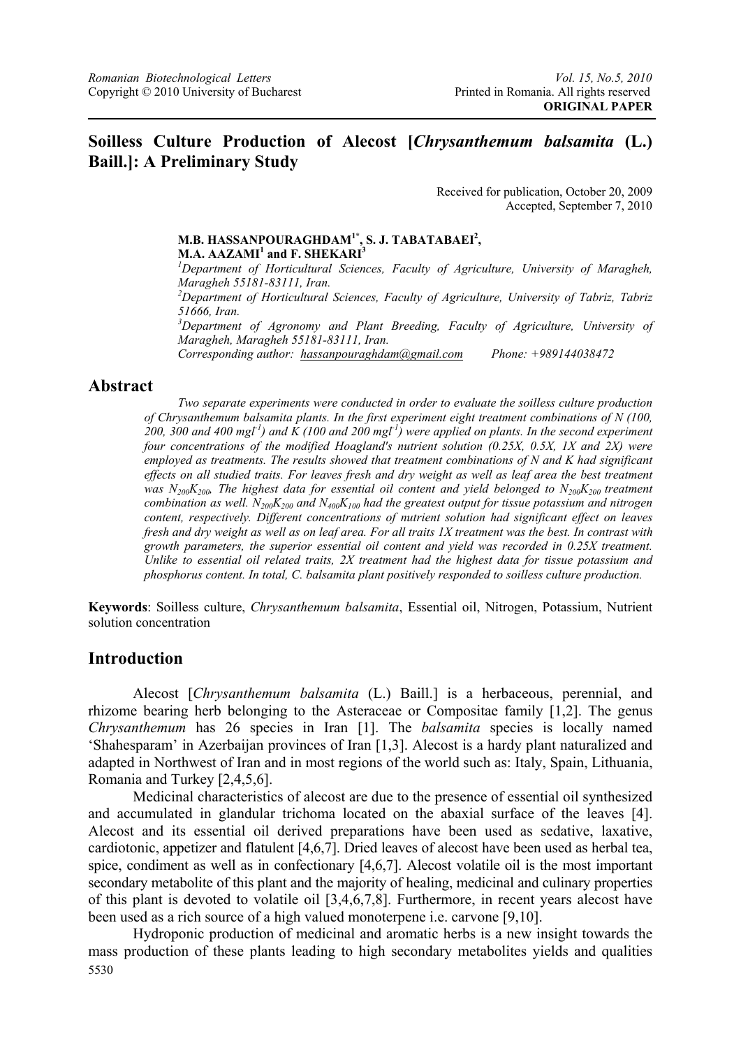**ORIGINAL PAPER**

# Soilless Culture Production of Alecost [*Chrysanthemum balsamita* (L.) Baill.]: A Preliminary Study

Received for publication, October 20, 2009
Accepted, September 7, 2010

**M.B. HASSANPOURAGHDAM[1*], S. J. TABATABAEI[2], M.A. AAZAMI[1] and F. SHEKARI[3]**

[1] *Department of Horticultural Sciences, Faculty of Agriculture, University of Maragheh, Maragheh 55181-83111, Iran.*
[2] *Department of Horticultural Sciences, Faculty of Agriculture, University of Tabriz, Tabriz 51666, Iran.*
[3] *Department of Agronomy and Plant Breeding, Faculty of Agriculture, University of Maragheh, Maragheh 55181-83111, Iran.*
*Corresponding author: hassanpouraghdam@gmail.com Phone: +989144038472*

## Abstract

*Two separate experiments were conducted in order to evaluate the soilless culture production of Chrysanthemum balsamita plants. In the first experiment eight treatment combinations of N (100, 200, 300 and 400 mgl$^{-1}$) and K (100 and 200 mgl$^{-1}$) were applied on plants. In the second experiment four concentrations of the modified Hoagland's nutrient solution (0.25X, 0.5X, 1X and 2X) were employed as treatments. The results showed that treatment combinations of N and K had significant effects on all studied traits. For leaves fresh and dry weight as well as leaf area the best treatment was $N_{200}K_{200}$. The highest data for essential oil content and yield belonged to $N_{200}K_{200}$ treatment combination as well. $N_{200}K_{200}$ and $N_{400}K_{100}$ had the greatest output for tissue potassium and nitrogen content, respectively. Different concentrations of nutrient solution had significant effect on leaves fresh and dry weight as well as on leaf area. For all traits 1X treatment was the best. In contrast with growth parameters, the superior essential oil content and yield was recorded in 0.25X treatment. Unlike to essential oil related traits, 2X treatment had the highest data for tissue potassium and phosphorus content. In total, C. balsamita plant positively responded to soilless culture production.*

**Keywords**: Soilless culture, *Chrysanthemum balsamita*, Essential oil, Nitrogen, Potassium, Nutrient solution concentration

## Introduction

Alecost [*Chrysanthemum balsamita* (L.) Baill.] is a herbaceous, perennial, and rhizome bearing herb belonging to the Asteraceae or Compositae family [1,2]. The genus *Chrysanthemum* has 26 species in Iran [1]. The *balsamita* species is locally named 'Shahesparam' in Azerbaijan provinces of Iran [1,3]. Alecost is a hardy plant naturalized and adapted in Northwest of Iran and in most regions of the world such as: Italy, Spain, Lithuania, Romania and Turkey [2,4,5,6].

Medicinal characteristics of alecost are due to the presence of essential oil synthesized and accumulated in glandular trichoma located on the abaxial surface of the leaves [4]. Alecost and its essential oil derived preparations have been used as sedative, laxative, cardiotonic, appetizer and flatulent [4,6,7]. Dried leaves of alecost have been used as herbal tea, spice, condiment as well as in confectionary [4,6,7]. Alecost volatile oil is the most important secondary metabolite of this plant and the majority of healing, medicinal and culinary properties of this plant is devoted to volatile oil [3,4,6,7,8]. Furthermore, in recent years alecost have been used as a rich source of a high valued monoterpene i.e. carvone [9,10].

Hydroponic production of medicinal and aromatic herbs is a new insight towards the mass production of these plants leading to high secondary metabolites yields and qualities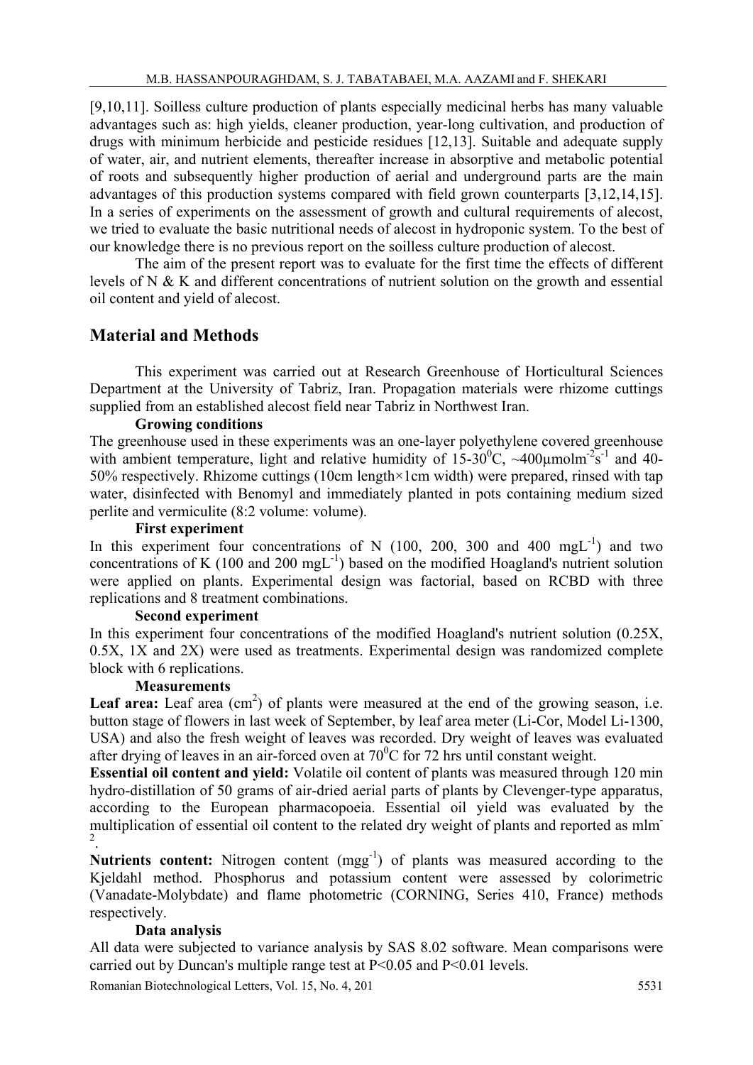[9,10,11]. Soilless culture production of plants especially medicinal herbs has many valuable advantages such as: high yields, cleaner production, year-long cultivation, and production of drugs with minimum herbicide and pesticide residues [12,13]. Suitable and adequate supply of water, air, and nutrient elements, thereafter increase in absorptive and metabolic potential of roots and subsequently higher production of aerial and underground parts are the main advantages of this production systems compared with field grown counterparts [3,12,14,15]. In a series of experiments on the assessment of growth and cultural requirements of alecost, we tried to evaluate the basic nutritional needs of alecost in hydroponic system. To the best of our knowledge there is no previous report on the soilless culture production of alecost.

The aim of the present report was to evaluate for the first time the effects of different levels of N & K and different concentrations of nutrient solution on the growth and essential oil content and yield of alecost.

## Material and Methods

This experiment was carried out at Research Greenhouse of Horticultural Sciences Department at the University of Tabriz, Iran. Propagation materials were rhizome cuttings supplied from an established alecost field near Tabriz in Northwest Iran.

**Growing conditions**

The greenhouse used in these experiments was an one-layer polyethylene covered greenhouse with ambient temperature, light and relative humidity of 15-30$^0$C, ~400µmolm$^{-2}$s$^{-1}$ and 40-50% respectively. Rhizome cuttings (10cm length×1cm width) were prepared, rinsed with tap water, disinfected with Benomyl and immediately planted in pots containing medium sized perlite and vermiculite (8:2 volume: volume).

**First experiment**

In this experiment four concentrations of N (100, 200, 300 and 400 mgL$^{-1}$) and two concentrations of K (100 and 200 mgL$^{-1}$) based on the modified Hoagland's nutrient solution were applied on plants. Experimental design was factorial, based on RCBD with three replications and 8 treatment combinations.

**Second experiment**

In this experiment four concentrations of the modified Hoagland's nutrient solution (0.25X, 0.5X, 1X and 2X) were used as treatments. Experimental design was randomized complete block with 6 replications.

**Measurements**

**Leaf area:** Leaf area (cm$^2$) of plants were measured at the end of the growing season, i.e. button stage of flowers in last week of September, by leaf area meter (Li-Cor, Model Li-1300, USA) and also the fresh weight of leaves was recorded. Dry weight of leaves was evaluated after drying of leaves in an air-forced oven at 70$^0$C for 72 hrs until constant weight.

**Essential oil content and yield:** Volatile oil content of plants was measured through 120 min hydro-distillation of 50 grams of air-dried aerial parts of plants by Clevenger-type apparatus, according to the European pharmacopoeia. Essential oil yield was evaluated by the multiplication of essential oil content to the related dry weight of plants and reported as mlm$^{-2}$.

**Nutrients content:** Nitrogen content (mgg$^{-1}$) of plants was measured according to the Kjeldahl method. Phosphorus and potassium content were assessed by colorimetric (Vanadate-Molybdate) and flame photometric (CORNING, Series 410, France) methods respectively.

**Data analysis**

All data were subjected to variance analysis by SAS 8.02 software. Mean comparisons were carried out by Duncan's multiple range test at $P<0.05$ and $P<0.01$ levels.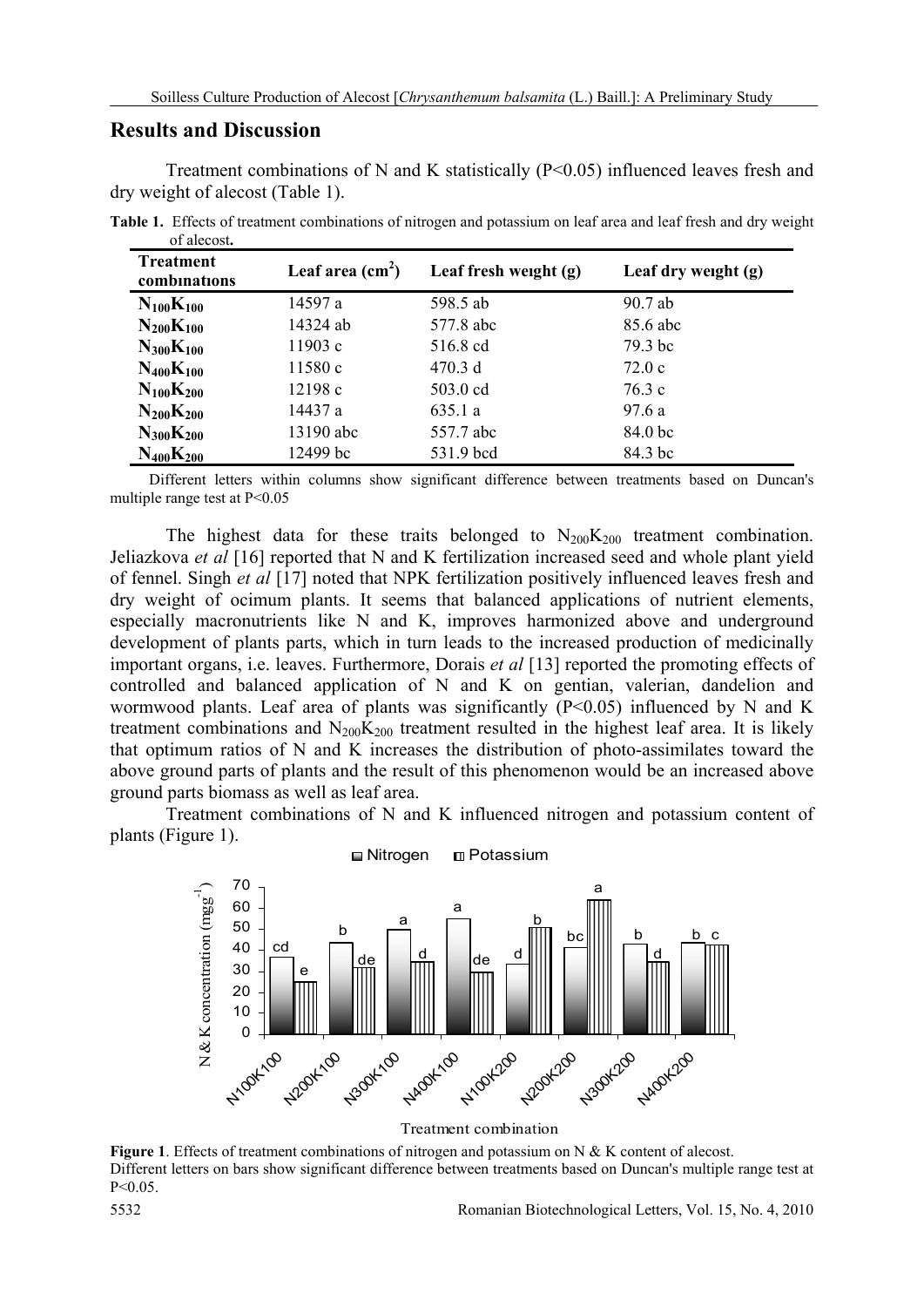## Results and Discussion

Treatment combinations of N and K statistically ($P<0.05$) influenced leaves fresh and dry weight of alecost (Table 1).

**Table 1.** Effects of treatment combinations of nitrogen and potassium on leaf area and leaf fresh and dry weight of alecost.

| Treatment combinations | Leaf area ($cm^2$) | Leaf fresh weight (g) | Leaf dry weight (g) |
|---|---|---|---|
| $N_{100}K_{100}$ | 14597 a | 598.5 ab | 90.7 ab |
| $N_{200}K_{100}$ | 14324 ab | 577.8 abc | 85.6 abc |
| $N_{300}K_{100}$ | 11903 c | 516.8 cd | 79.3 bc |
| $N_{400}K_{100}$ | 11580 c | 470.3 d | 72.0 c |
| $N_{100}K_{200}$ | 12198 c | 503.0 cd | 76.3 c |
| $N_{200}K_{200}$ | 14437 a | 635.1 a | 97.6 a |
| $N_{300}K_{200}$ | 13190 abc | 557.7 abc | 84.0 bc |
| $N_{400}K_{200}$ | 12499 bc | 531.9 bcd | 84.3 bc |

Different letters within columns show significant difference between treatments based on Duncan's multiple range test at $P<0.05$

The highest data for these traits belonged to $N_{200}K_{200}$ treatment combination. Jeliazkova *et al* [16] reported that N and K fertilization increased seed and whole plant yield of fennel. Singh *et al* [17] noted that NPK fertilization positively influenced leaves fresh and dry weight of ocimum plants. It seems that balanced applications of nutrient elements, especially macronutrients like N and K, improves harmonized above and underground development of plants parts, which in turn leads to the increased production of medicinally important organs, i.e. leaves. Furthermore, Dorais *et al* [13] reported the promoting effects of controlled and balanced application of N and K on gentian, valerian, dandelion and wormwood plants. Leaf area of plants was significantly ($P<0.05$) influenced by N and K treatment combinations and $N_{200}K_{200}$ treatment resulted in the highest leaf area. It is likely that optimum ratios of N and K increases the distribution of photo-assimilates toward the above ground parts of plants and the result of this phenomenon would be an increased above ground parts biomass as well as leaf area.

Treatment combinations of N and K influenced nitrogen and potassium content of plants (Figure 1).

**Figure 1**. Effects of treatment combinations of nitrogen and potassium on N & K content of alecost. Different letters on bars show significant difference between treatments based on Duncan's multiple range test at $P<0.05$.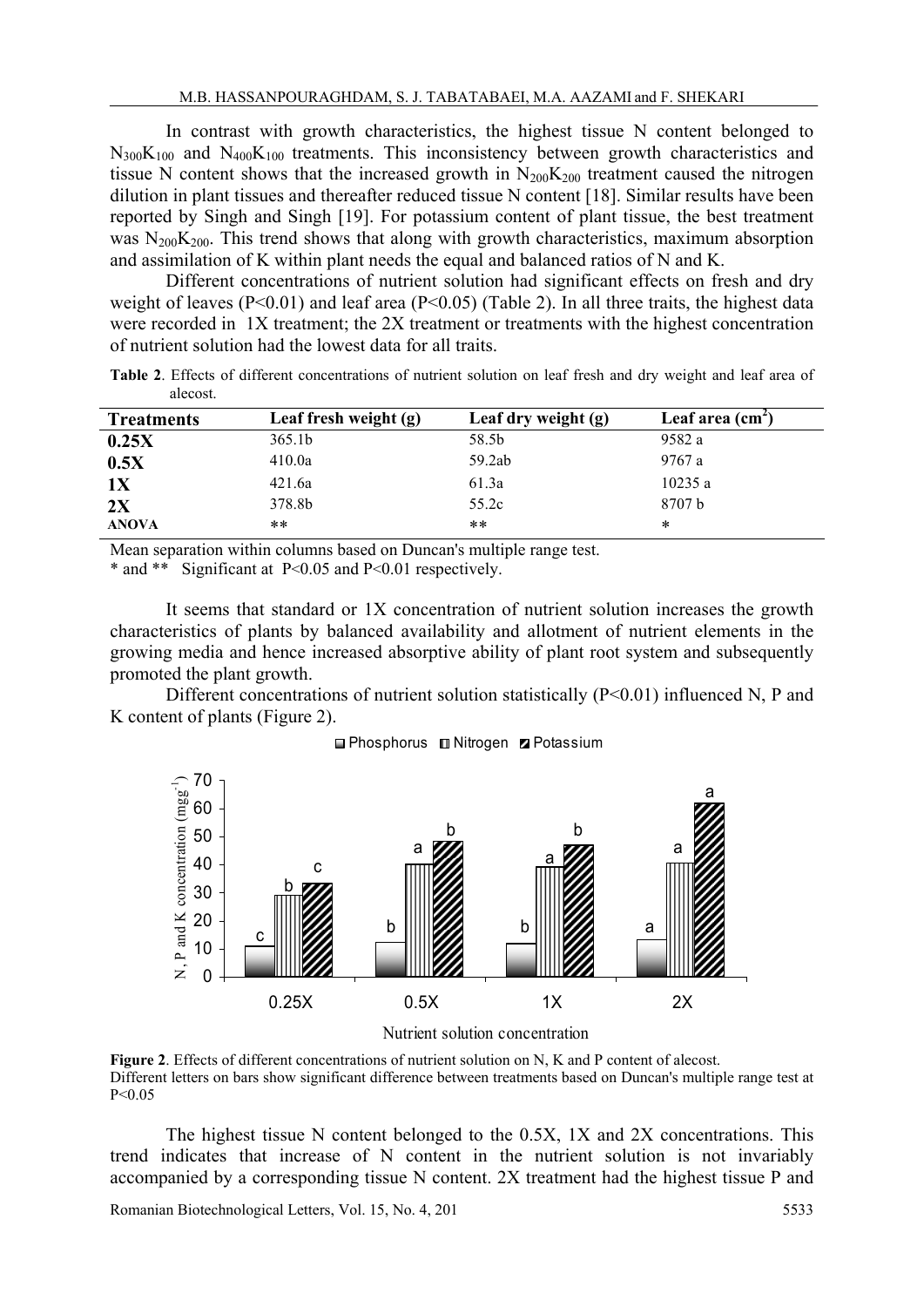In contrast with growth characteristics, the highest tissue N content belonged to $N_{300}K_{100}$ and $N_{400}K_{100}$ treatments. This inconsistency between growth characteristics and tissue N content shows that the increased growth in $N_{200}K_{200}$ treatment caused the nitrogen dilution in plant tissues and thereafter reduced tissue N content [18]. Similar results have been reported by Singh and Singh [19]. For potassium content of plant tissue, the best treatment was $N_{200}K_{200}$. This trend shows that along with growth characteristics, maximum absorption and assimilation of K within plant needs the equal and balanced ratios of N and K.

Different concentrations of nutrient solution had significant effects on fresh and dry weight of leaves ($P<0.01$) and leaf area ($P<0.05$) (Table 2). In all three traits, the highest data were recorded in 1X treatment; the 2X treatment or treatments with the highest concentration of nutrient solution had the lowest data for all traits.

**Table 2**. Effects of different concentrations of nutrient solution on leaf fresh and dry weight and leaf area of alecost.

| Treatments | Leaf fresh weight (g) | Leaf dry weight (g) | Leaf area ($cm^2$) |
|---|---|---|---|
| **0.25X** | 365.1b | 58.5b | 9582 a |
| **0.5X** | 410.0a | 59.2ab | 9767 a |
| **1X** | 421.6a | 61.3a | 10235 a |
| **2X** | 378.8b | 55.2c | 8707 b |
| **ANOVA** | ** | ** | * |

Mean separation within columns based on Duncan's multiple range test.
* and ** Significant at $P<0.05$ and $P<0.01$ respectively.

It seems that standard or 1X concentration of nutrient solution increases the growth characteristics of plants by balanced availability and allotment of nutrient elements in the growing media and hence increased absorptive ability of plant root system and subsequently promoted the plant growth.

Different concentrations of nutrient solution statistically ($P<0.01$) influenced N, P and K content of plants (Figure 2).

**Figure 2**. Effects of different concentrations of nutrient solution on N, K and P content of alecost.
Different letters on bars show significant difference between treatments based on Duncan's multiple range test at $P<0.05$

The highest tissue N content belonged to the 0.5X, 1X and 2X concentrations. This trend indicates that increase of N content in the nutrient solution is not invariably accompanied by a corresponding tissue N content. 2X treatment had the highest tissue P and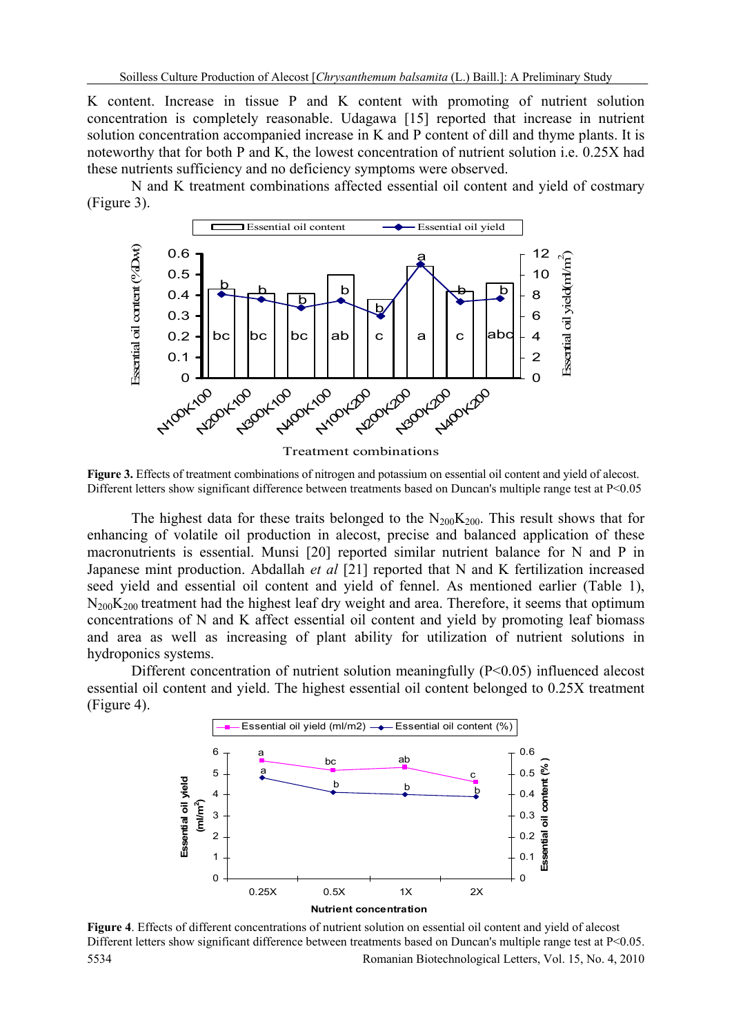K content. Increase in tissue P and K content with promoting of nutrient solution concentration is completely reasonable. Udagawa [15] reported that increase in nutrient solution concentration accompanied increase in K and P content of dill and thyme plants. It is noteworthy that for both P and K, the lowest concentration of nutrient solution i.e. 0.25X had these nutrients sufficiency and no deficiency symptoms were observed.

N and K treatment combinations affected essential oil content and yield of costmary (Figure 3).

**Figure 3.** Effects of treatment combinations of nitrogen and potassium on essential oil content and yield of alecost. Different letters show significant difference between treatments based on Duncan's multiple range test at P<0.05

The highest data for these traits belonged to the $N_{200}K_{200}$. This result shows that for enhancing of volatile oil production in alecost, precise and balanced application of these macronutrients is essential. Munsi [20] reported similar nutrient balance for N and P in Japanese mint production. Abdallah *et al* [21] reported that N and K fertilization increased seed yield and essential oil content and yield of fennel. As mentioned earlier (Table 1), $N_{200}K_{200}$ treatment had the highest leaf dry weight and area. Therefore, it seems that optimum concentrations of N and K affect essential oil content and yield by promoting leaf biomass and area as well as increasing of plant ability for utilization of nutrient solutions in hydroponics systems.

Different concentration of nutrient solution meaningfully (P<0.05) influenced alecost essential oil content and yield. The highest essential oil content belonged to 0.25X treatment (Figure 4).

**Figure 4**. Effects of different concentrations of nutrient solution on essential oil content and yield of alecost Different letters show significant difference between treatments based on Duncan's multiple range test at P<0.05.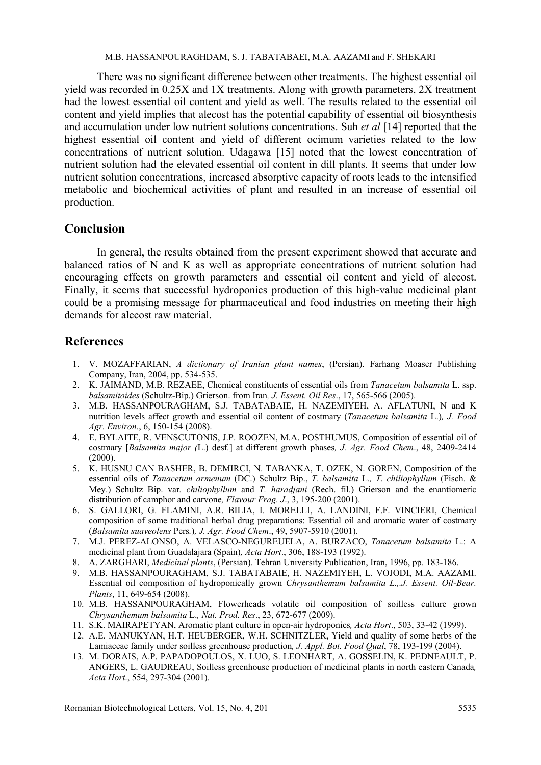There was no significant difference between other treatments. The highest essential oil yield was recorded in 0.25X and 1X treatments. Along with growth parameters, 2X treatment had the lowest essential oil content and yield as well. The results related to the essential oil content and yield implies that alecost has the potential capability of essential oil biosynthesis and accumulation under low nutrient solutions concentrations. Suh *et al* [14] reported that the highest essential oil content and yield of different ocimum varieties related to the low concentrations of nutrient solution. Udagawa [15] noted that the lowest concentration of nutrient solution had the elevated essential oil content in dill plants. It seems that under low nutrient solution concentrations, increased absorptive capacity of roots leads to the intensified metabolic and biochemical activities of plant and resulted in an increase of essential oil production.

## Conclusion

In general, the results obtained from the present experiment showed that accurate and balanced ratios of N and K as well as appropriate concentrations of nutrient solution had encouraging effects on growth parameters and essential oil content and yield of alecost. Finally, it seems that successful hydroponics production of this high-value medicinal plant could be a promising message for pharmaceutical and food industries on meeting their high demands for alecost raw material.

## References

1. V. MOZAFFARIAN, *A dictionary of Iranian plant names*, (Persian). Farhang Moaser Publishing Company, Iran, 2004, pp. 534-535.
2. K. JAIMAND, M.B. REZAEE, Chemical constituents of essential oils from *Tanacetum balsamita* L. ssp. *balsamitoides* (Schultz-Bip.) Grierson. from Iran*, J. Essent. Oil Res*., 17, 565-566 (2005).
3. M.B. HASSANPOURAGHAM, S.J. TABATABAIE, H. NAZEMIYEH, A. AFLATUNI, N and K nutrition levels affect growth and essential oil content of costmary (*Tanacetum balsamita* L.)*, J. Food Agr. Environ*., 6, 150-154 (2008).
4. E. BYLAITE, R. VENSCUTONIS, J.P. ROOZEN, M.A. POSTHUMUS, Composition of essential oil of costmary [*Balsamita major (*L.) desf.] at different growth phases*, J. Agr. Food Chem*., 48, 2409-2414 (2000).
5. K. HUSNU CAN BASHER, B. DEMIRCI, N. TABANKA, T. OZEK, N. GOREN, Composition of the essential oils of *Tanacetum armenum* (DC.) Schultz Bip., *T. balsamita* L*., T. chiliophyllum* (Fisch. & Mey.) Schultz Bip. var*. chiliophyllum* and *T. haradjani* (Rech. fil.) Grierson and the enantiomeric distribution of camphor and carvone*, Flavour Frag. J*., 3, 195-200 (2001).
6. S. GALLORI, G. FLAMINI, A.R. BILIA, I. MORELLI, A. LANDINI, F.F. VINCIERI, Chemical composition of some traditional herbal drug preparations: Essential oil and aromatic water of costmary (*Balsamita suaveolens* Pers*.*)*, J. Agr. Food Chem*., 49, 5907-5910 (2001).
7. M.J. PEREZ-ALONSO, A. VELASCO-NEGUREUELA, A. BURZACO, *Tanacetum balsamita* L.: A medicinal plant from Guadalajara (Spain)*, Acta Hort*., 306, 188-193 (1992).
8. A. ZARGHARI, *Medicinal plants*, (Persian). Tehran University Publication, Iran, 1996, pp. 183-186.
9. M.B. HASSANPOURAGHAM, S.J. TABATABAIE, H. NAZEMIYEH, L. VOJODI, M.A. AAZAMI. Essential oil composition of hydroponically grown *Chrysanthemum balsamita L.,.J. Essent. Oil-Bear. Plants*, 11, 649-654 (2008).
10. M.B. HASSANPOURAGHAM, Flowerheads volatile oil composition of soilless culture grown *Chrysanthemum balsamita* L*., Nat. Prod. Res*., 23, 672-677 (2009).
11. S.K. MAIRAPETYAN, Aromatic plant culture in open-air hydroponics*, Acta Hort*., 503, 33-42 (1999).
12. A.E. MANUKYAN, H.T. HEUBERGER, W.H. SCHNITZLER, Yield and quality of some herbs of the Lamiaceae family under soilless greenhouse production*, J. Appl. Bot. Food Qual*, 78, 193-199 (2004).
13. M. DORAIS, A.P. PAPADOPOULOS, X. LUO, S. LEONHART, A. GOSSELIN, K. PEDNEAULT, P. ANGERS, L. GAUDREAU, Soilless greenhouse production of medicinal plants in north eastern Canada*, Acta Hort*., 554, 297-304 (2001).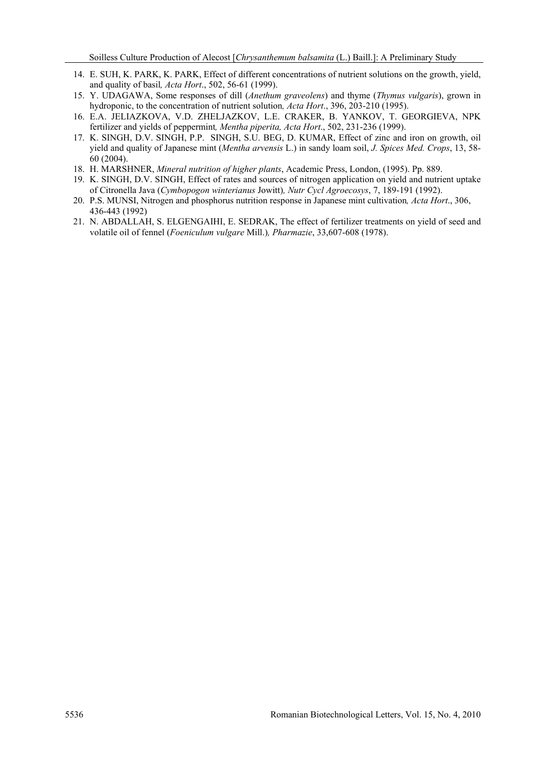14. E. SUH, K. PARK, K. PARK, Effect of different concentrations of nutrient solutions on the growth, yield, and quality of basil*, Acta Hort*., 502, 56-61 (1999).
15. Y. UDAGAWA, Some responses of dill (*Anethum graveolens*) and thyme (*Thymus vulgaris*), grown in hydroponic, to the concentration of nutrient solution*, Acta Hort*., 396, 203-210 (1995).
16. E.A. JELIAZKOVA, V.D. ZHELJAZKOV, L.E. CRAKER, B. YANKOV, T. GEORGIEVA, NPK fertilizer and yields of peppermint*, Mentha piperita, Acta Hort*., 502, 231-236 (1999).
17. K. SINGH, D.V. SINGH, P.P. SINGH, S.U. BEG, D. KUMAR, Effect of zinc and iron on growth, oil yield and quality of Japanese mint (*Mentha arvensis* L.) in sandy loam soil, *J. Spices Med. Crops*, 13, 58-60 (2004).
18. H. MARSHNER, *Mineral nutrition of higher plants*, Academic Press, London, (1995). Pp. 889.
19. K. SINGH, D.V. SINGH, Effect of rates and sources of nitrogen application on yield and nutrient uptake of Citronella Java (*Cymbopogon winterianus* Jowitt)*, Nutr Cycl Agroecosys*, 7, 189-191 (1992).
20. P.S. MUNSI, Nitrogen and phosphorus nutrition response in Japanese mint cultivation*, Acta Hort*., 306, 436-443 (1992)
21. N. ABDALLAH, S. ELGENGAIHI, E. SEDRAK, The effect of fertilizer treatments on yield of seed and volatile oil of fennel (*Foeniculum vulgare* Mill.)*, Pharmazie*, 33,607-608 (1978).